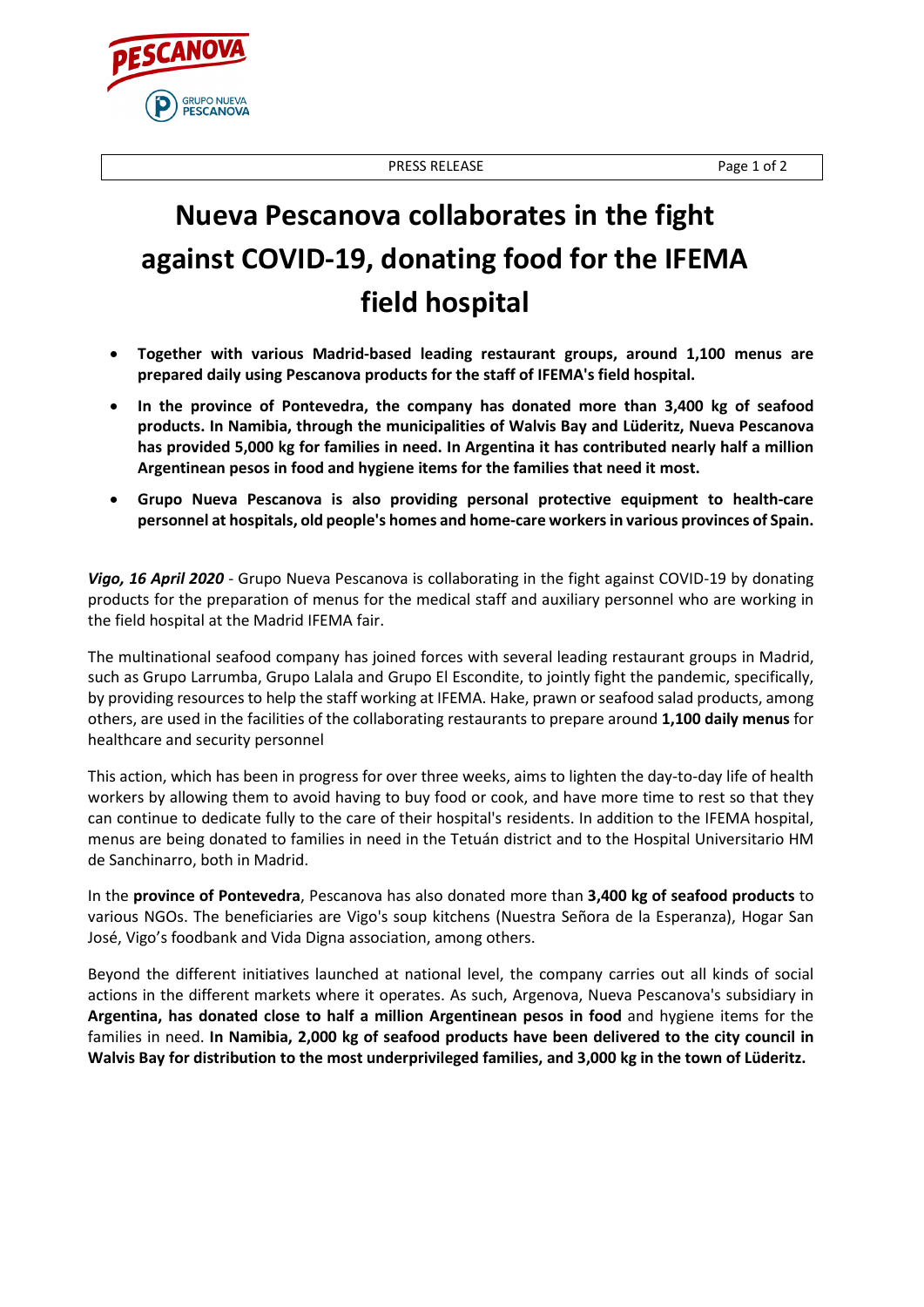PRESS RELEASE

# Nueva Pescanova collaborates in the fight against COVID-19, donating food for the IFEMA field hospital

- **Together with various Madrid-based leading restaurant groups, around 1,100 menus are prepared daily using Pescanova products for the staff of IFEMA's field hospital.**
- **In the province of Pontevedra, the company has donated more than 3,400 kg of seafood products. In Namibia, through the municipalities of Walvis Bay and Lüderitz, Nueva Pescanova has provided 5,000 kg for families in need. In Argentina it has contributed nearly half a million Argentinean pesos in food and hygiene items for the families that need it most.**
- **Grupo Nueva Pescanova is also providing personal protective equipment to health-care personnel at hospitals, old people's homes and home-care workers in various provinces of Spain.**

***Vigo, 16 April 2020*** - Grupo Nueva Pescanova is collaborating in the fight against COVID-19 by donating products for the preparation of menus for the medical staff and auxiliary personnel who are working in the field hospital at the Madrid IFEMA fair.

The multinational seafood company has joined forces with several leading restaurant groups in Madrid, such as Grupo Larrumba, Grupo Lalala and Grupo El Escondite, to jointly fight the pandemic, specifically, by providing resources to help the staff working at IFEMA. Hake, prawn or seafood salad products, among others, are used in the facilities of the collaborating restaurants to prepare around **1,100 daily menus** for healthcare and security personnel

This action, which has been in progress for over three weeks, aims to lighten the day-to-day life of health workers by allowing them to avoid having to buy food or cook, and have more time to rest so that they can continue to dedicate fully to the care of their hospital's residents. In addition to the IFEMA hospital, menus are being donated to families in need in the Tetuán district and to the Hospital Universitario HM de Sanchinarro, both in Madrid.

In the **province of Pontevedra**, Pescanova has also donated more than **3,400 kg of seafood products** to various NGOs. The beneficiaries are Vigo's soup kitchens (Nuestra Señora de la Esperanza), Hogar San José, Vigo's foodbank and Vida Digna association, among others.

Beyond the different initiatives launched at national level, the company carries out all kinds of social actions in the different markets where it operates. As such, Argenova, Nueva Pescanova's subsidiary in **Argentina, has donated close to half a million Argentinean pesos in food** and hygiene items for the families in need. **In Namibia, 2,000 kg of seafood products have been delivered to the city council in Walvis Bay for distribution to the most underprivileged families, and 3,000 kg in the town of Lüderitz.**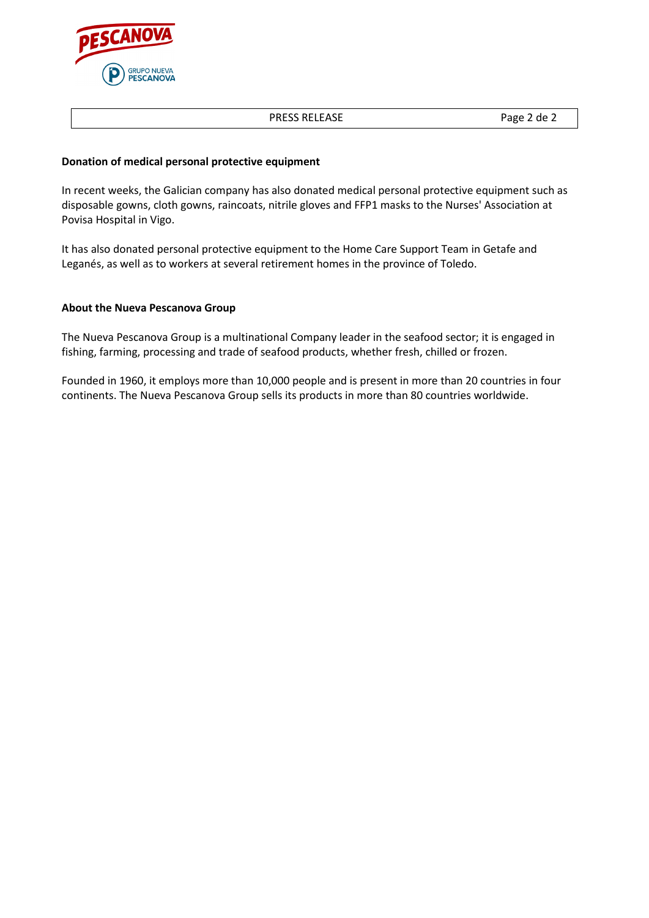**Donation of medical personal protective equipment**

In recent weeks, the Galician company has also donated medical personal protective equipment such as disposable gowns, cloth gowns, raincoats, nitrile gloves and FFP1 masks to the Nurses' Association at Povisa Hospital in Vigo.

It has also donated personal protective equipment to the Home Care Support Team in Getafe and Leganés, as well as to workers at several retirement homes in the province of Toledo.

**About the Nueva Pescanova Group**

The Nueva Pescanova Group is a multinational Company leader in the seafood sector; it is engaged in fishing, farming, processing and trade of seafood products, whether fresh, chilled or frozen.

Founded in 1960, it employs more than 10,000 people and is present in more than 20 countries in four continents. The Nueva Pescanova Group sells its products in more than 80 countries worldwide.